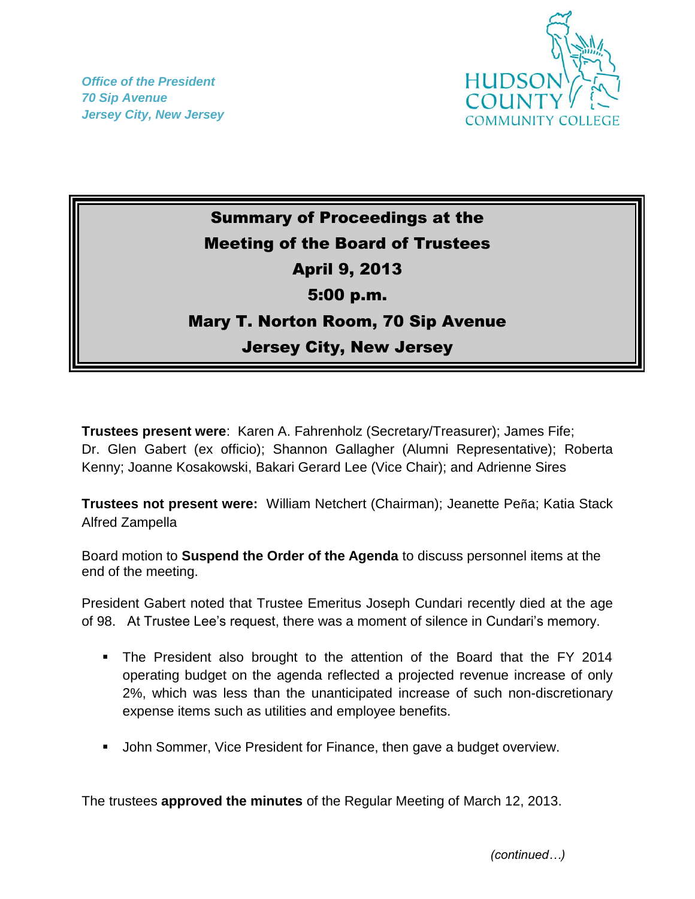*Office of the President*
*70 Sip Avenue*
*Jersey City, New Jersey*

HUDSON COUNTY COMMUNITY COLLEGE

# Summary of Proceedings at the Meeting of the Board of Trustees

## April 9, 2013

## 5:00 p.m.

## Mary T. Norton Room, 70 Sip Avenue

## Jersey City, New Jersey

**Trustees present were**: Karen A. Fahrenholz (Secretary/Treasurer); James Fife; Dr. Glen Gabert (ex officio); Shannon Gallagher (Alumni Representative); Roberta Kenny; Joanne Kosakowski, Bakari Gerard Lee (Vice Chair); and Adrienne Sires

**Trustees not present were:** William Netchert (Chairman); Jeanette Peña; Katia Stack Alfred Zampella

Board motion to **Suspend the Order of the Agenda** to discuss personnel items at the end of the meeting.

President Gabert noted that Trustee Emeritus Joseph Cundari recently died at the age of 98. At Trustee Lee's request, there was a moment of silence in Cundari's memory.

- The President also brought to the attention of the Board that the FY 2014 operating budget on the agenda reflected a projected revenue increase of only 2%, which was less than the unanticipated increase of such non-discretionary expense items such as utilities and employee benefits.
- John Sommer, Vice President for Finance, then gave a budget overview.

The trustees **approved the minutes** of the Regular Meeting of March 12, 2013.

*(continued…)*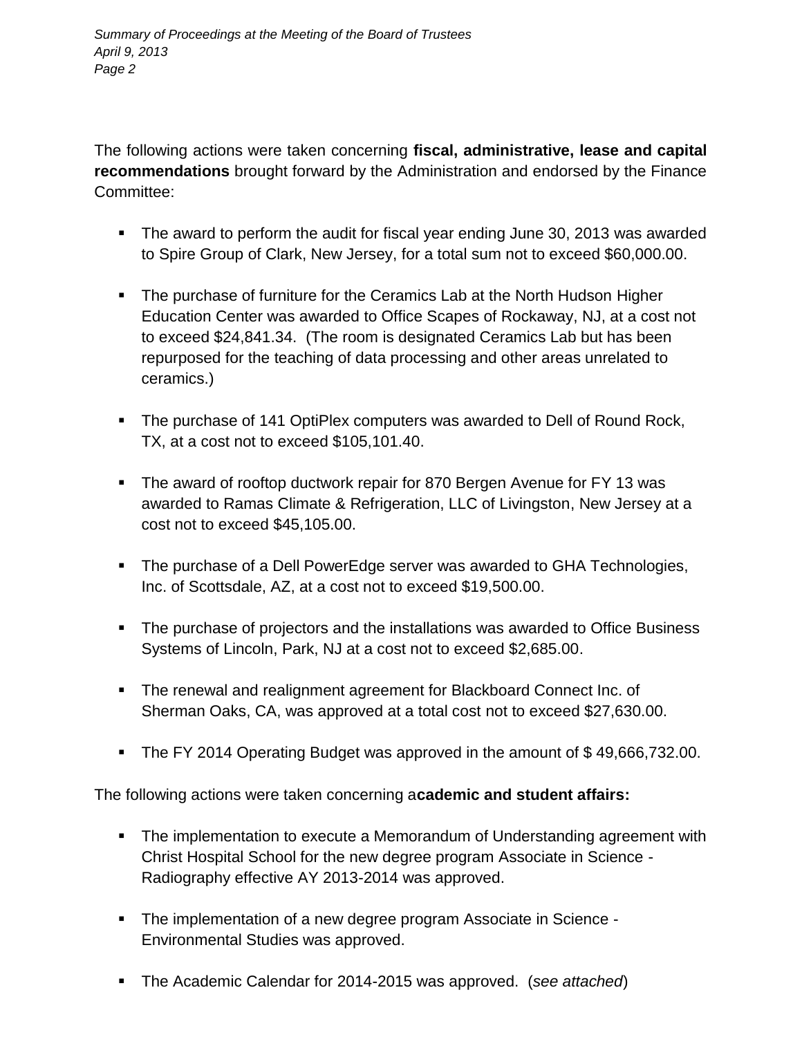The following actions were taken concerning **fiscal, administrative, lease and capital recommendations** brought forward by the Administration and endorsed by the Finance Committee:

- The award to perform the audit for fiscal year ending June 30, 2013 was awarded to Spire Group of Clark, New Jersey, for a total sum not to exceed $60,000.00.
- The purchase of furniture for the Ceramics Lab at the North Hudson Higher Education Center was awarded to Office Scapes of Rockaway, NJ, at a cost not to exceed $24,841.34. (The room is designated Ceramics Lab but has been repurposed for the teaching of data processing and other areas unrelated to ceramics.)
- The purchase of 141 OptiPlex computers was awarded to Dell of Round Rock, TX, at a cost not to exceed $105,101.40.
- The award of rooftop ductwork repair for 870 Bergen Avenue for FY 13 was awarded to Ramas Climate & Refrigeration, LLC of Livingston, New Jersey at a cost not to exceed $45,105.00.
- The purchase of a Dell PowerEdge server was awarded to GHA Technologies, Inc. of Scottsdale, AZ, at a cost not to exceed $19,500.00.
- The purchase of projectors and the installations was awarded to Office Business Systems of Lincoln, Park, NJ at a cost not to exceed $2,685.00.
- The renewal and realignment agreement for Blackboard Connect Inc. of Sherman Oaks, CA, was approved at a total cost not to exceed $27,630.00.
- The FY 2014 Operating Budget was approved in the amount of $ 49,666,732.00.

The following actions were taken concerning a**cademic and student affairs:**

- The implementation to execute a Memorandum of Understanding agreement with Christ Hospital School for the new degree program Associate in Science - Radiography effective AY 2013-2014 was approved.
- The implementation of a new degree program Associate in Science - Environmental Studies was approved.
- The Academic Calendar for 2014-2015 was approved. (*see attached*)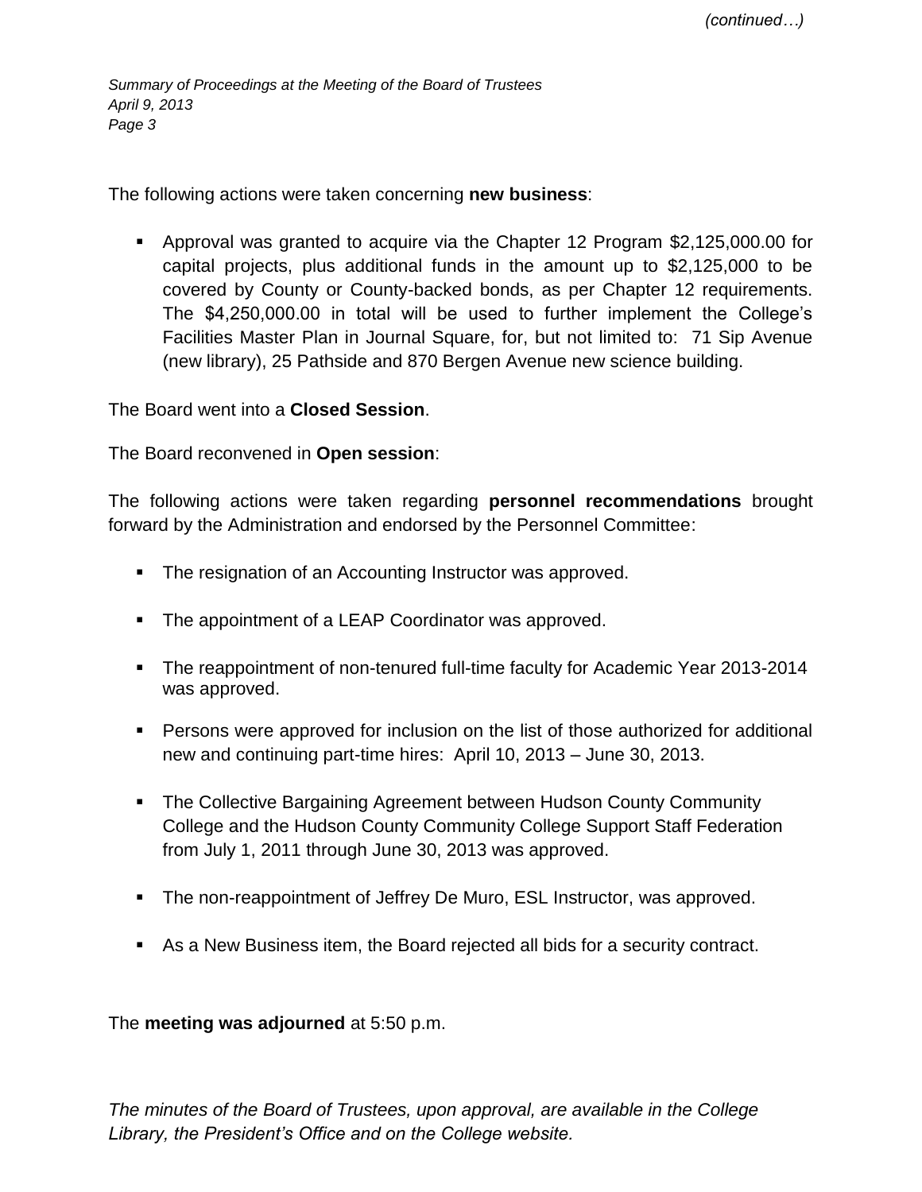The following actions were taken concerning **new business**:

- Approval was granted to acquire via the Chapter 12 Program $2,125,000.00 for capital projects, plus additional funds in the amount up to $2,125,000 to be covered by County or County-backed bonds, as per Chapter 12 requirements. The $4,250,000.00 in total will be used to further implement the College's Facilities Master Plan in Journal Square, for, but not limited to: 71 Sip Avenue (new library), 25 Pathside and 870 Bergen Avenue new science building.

The Board went into a **Closed Session**.

The Board reconvened in **Open session**:

The following actions were taken regarding **personnel recommendations** brought forward by the Administration and endorsed by the Personnel Committee:

- The resignation of an Accounting Instructor was approved.
- The appointment of a LEAP Coordinator was approved.
- The reappointment of non-tenured full-time faculty for Academic Year 2013-2014 was approved.
- Persons were approved for inclusion on the list of those authorized for additional new and continuing part-time hires: April 10, 2013 – June 30, 2013.
- The Collective Bargaining Agreement between Hudson County Community College and the Hudson County Community College Support Staff Federation from July 1, 2011 through June 30, 2013 was approved.
- The non-reappointment of Jeffrey De Muro, ESL Instructor, was approved.
- As a New Business item, the Board rejected all bids for a security contract.

The **meeting was adjourned** at 5:50 p.m.

*The minutes of the Board of Trustees, upon approval, are available in the College Library, the President's Office and on the College website.*